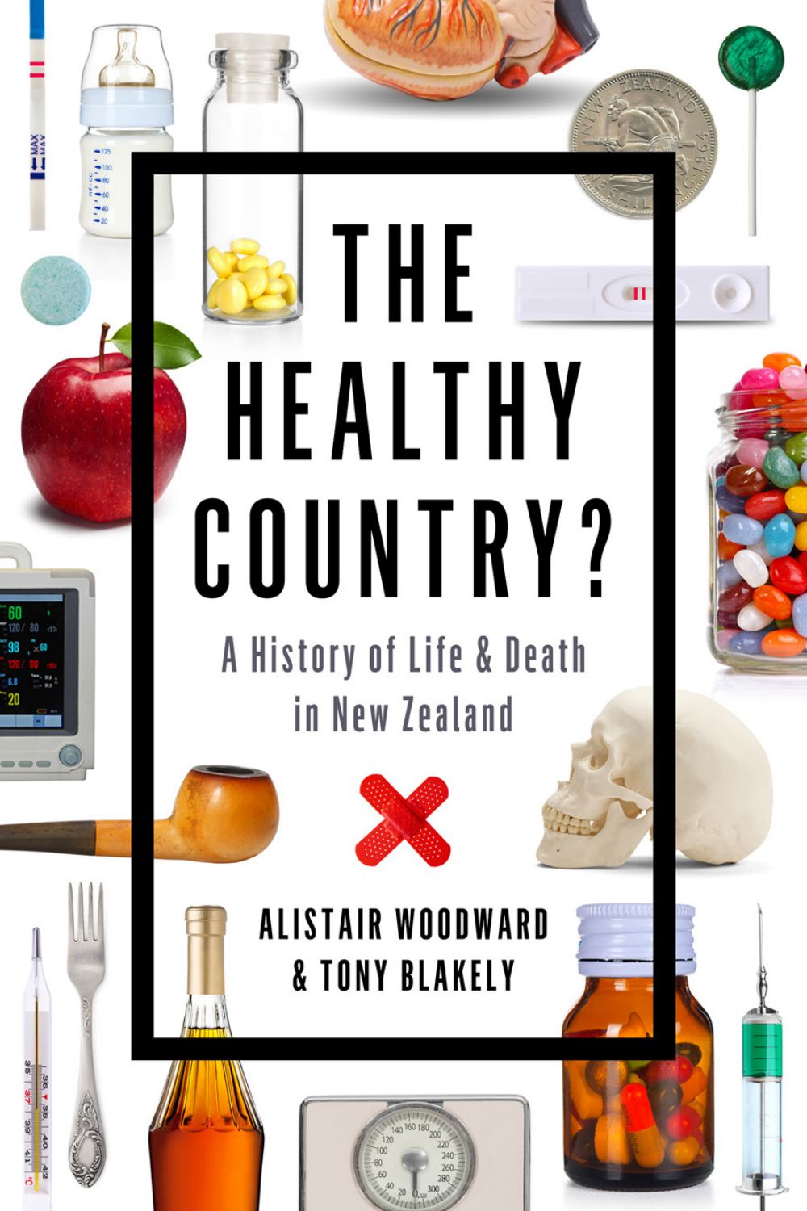# THE HEALTHY COUNTRY?

## A History of Life & Death in New Zealand

ALISTAIR WOODWARD & TONY BLAKELY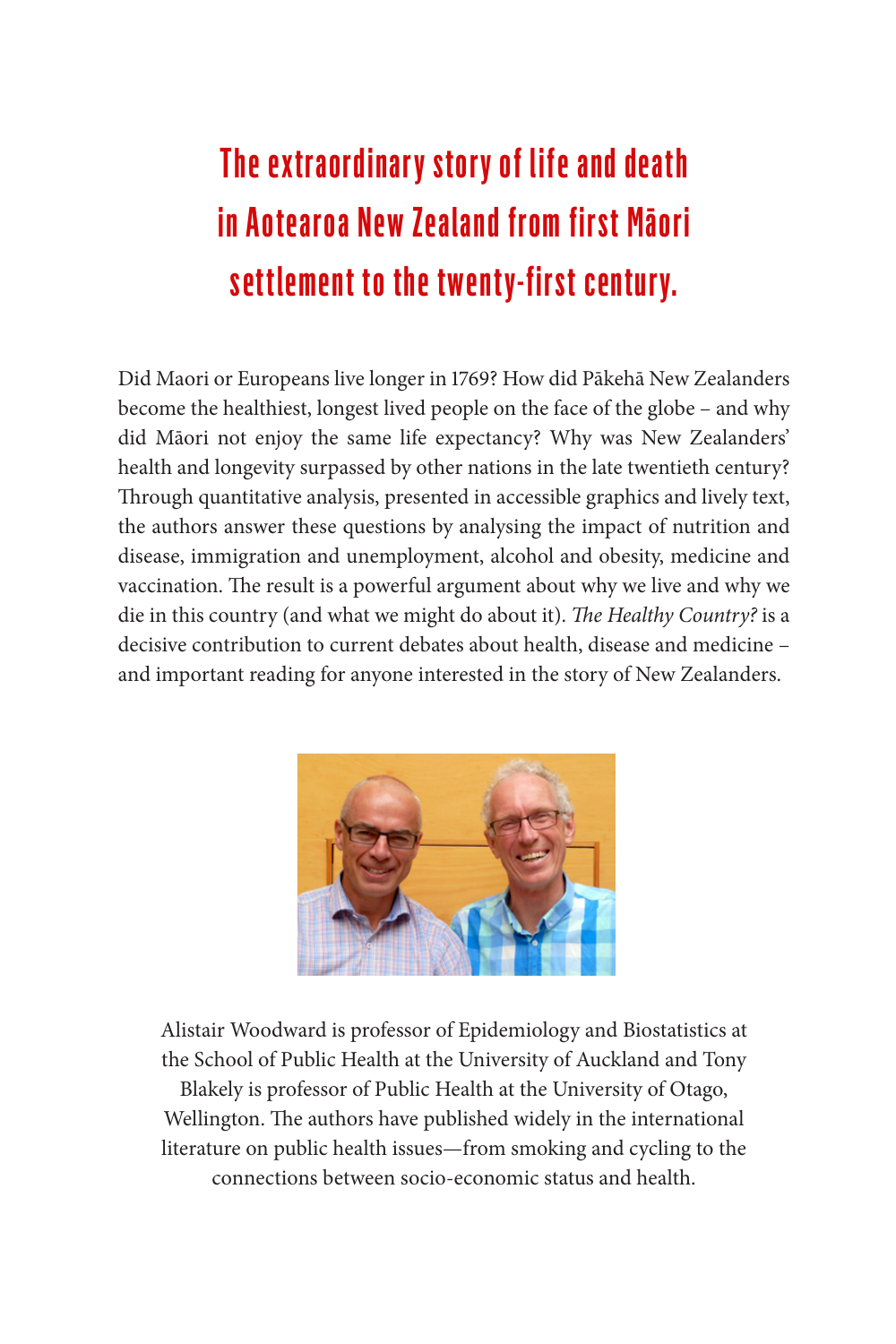# The extraordinary story of life and death in Aotearoa New Zealand from first Māori settlement to the twenty-first century.

Did Maori or Europeans live longer in 1769? How did Pākehā New Zealanders become the healthiest, longest lived people on the face of the globe – and why did Māori not enjoy the same life expectancy? Why was New Zealanders' health and longevity surpassed by other nations in the late twentieth century? Through quantitative analysis, presented in accessible graphics and lively text, the authors answer these questions by analysing the impact of nutrition and disease, immigration and unemployment, alcohol and obesity, medicine and vaccination. The result is a powerful argument about why we live and why we die in this country (and what we might do about it). *The Healthy Country?* is a decisive contribution to current debates about health, disease and medicine – and important reading for anyone interested in the story of New Zealanders.

Alistair Woodward is professor of Epidemiology and Biostatistics at the School of Public Health at the University of Auckland and Tony Blakely is professor of Public Health at the University of Otago, Wellington. The authors have published widely in the international literature on public health issues—from smoking and cycling to the connections between socio-economic status and health.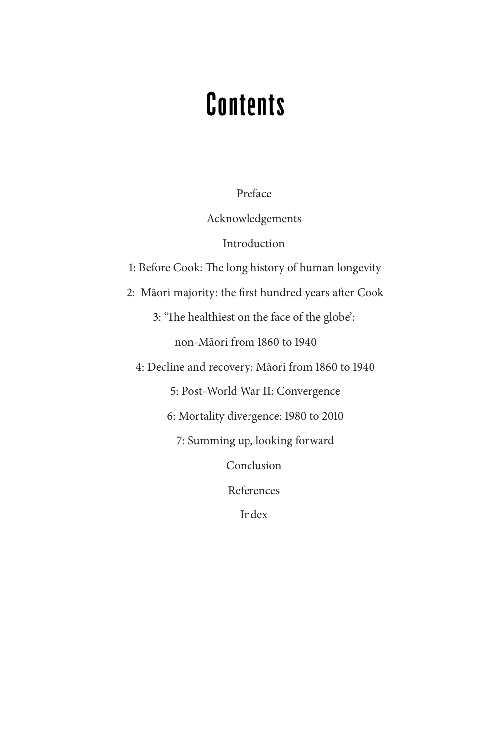# Contents

Preface

Acknowledgements

Introduction

1: Before Cook: The long history of human longevity

2: Māori majority: the first hundred years after Cook

3: 'The healthiest on the face of the globe': non-Māori from 1860 to 1940

4: Decline and recovery: Māori from 1860 to 1940

5: Post-World War II: Convergence

6: Mortality divergence: 1980 to 2010

7: Summing up, looking forward

Conclusion

References

Index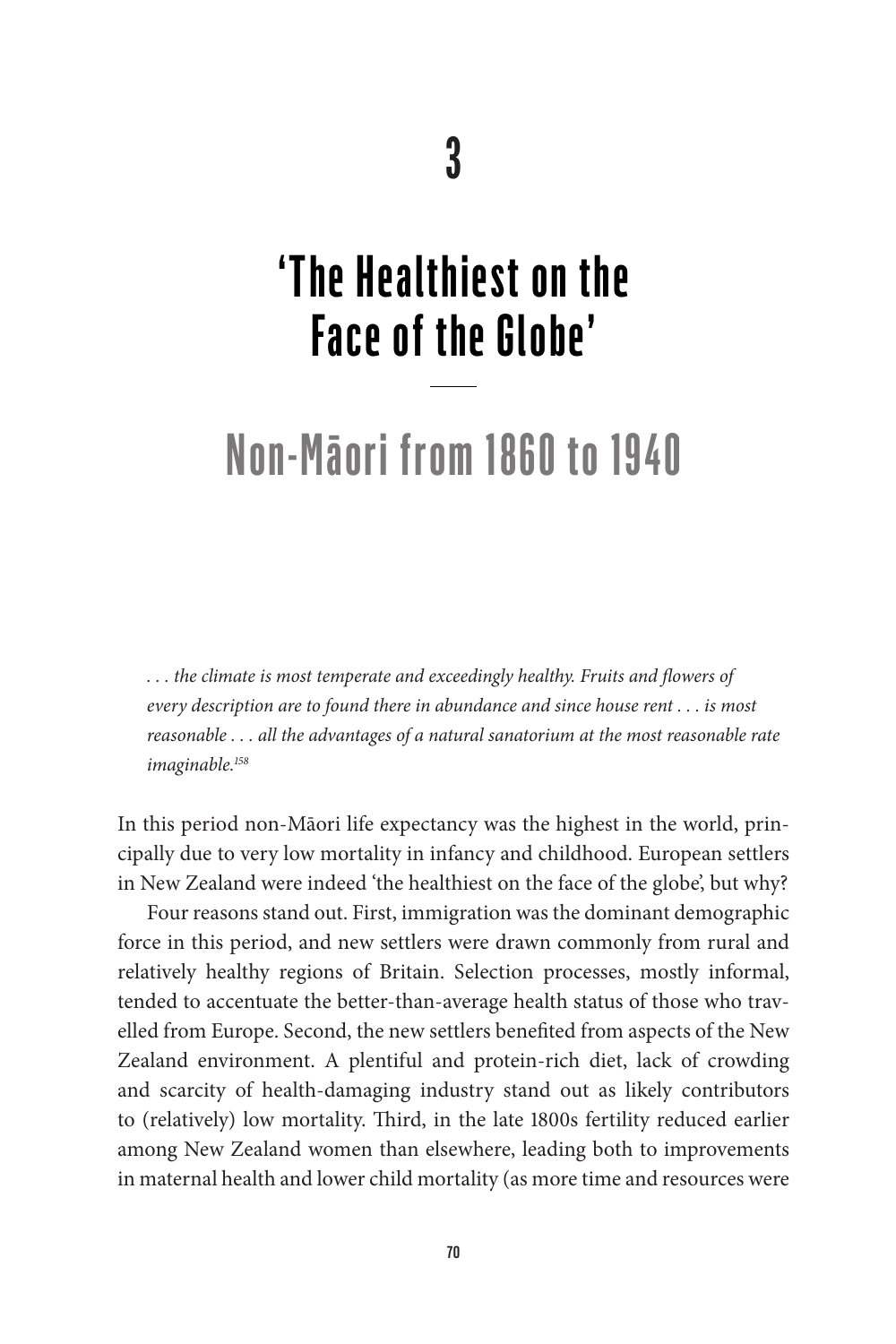# 3

# 'The Healthiest on the Face of the Globe'

## Non-Māori from 1860 to 1940

> *. . . the climate is most temperate and exceedingly healthy. Fruits and flowers of every description are to found there in abundance and since house rent . . . is most reasonable . . . all the advantages of a natural sanatorium at the most reasonable rate imaginable.*[158]

In this period non-Māori life expectancy was the highest in the world, principally due to very low mortality in infancy and childhood. European settlers in New Zealand were indeed 'the healthiest on the face of the globe', but why?

Four reasons stand out. First, immigration was the dominant demographic force in this period, and new settlers were drawn commonly from rural and relatively healthy regions of Britain. Selection processes, mostly informal, tended to accentuate the better-than-average health status of those who travelled from Europe. Second, the new settlers benefited from aspects of the New Zealand environment. A plentiful and protein-rich diet, lack of crowding and scarcity of health-damaging industry stand out as likely contributors to (relatively) low mortality. Third, in the late 1800s fertility reduced earlier among New Zealand women than elsewhere, leading both to improvements in maternal health and lower child mortality (as more time and resources were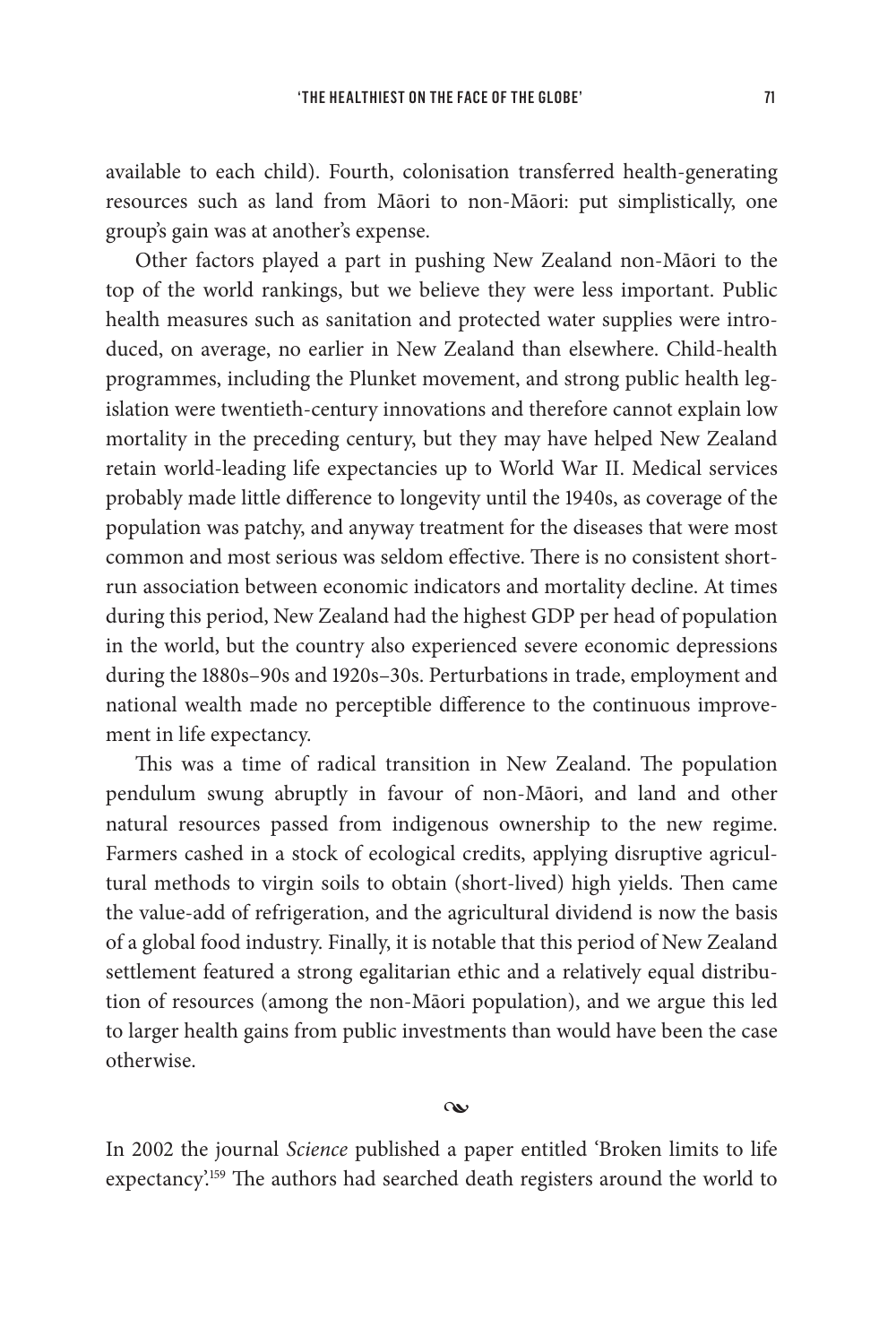available to each child). Fourth, colonisation transferred health-generating resources such as land from Māori to non-Māori: put simplistically, one group's gain was at another's expense.

Other factors played a part in pushing New Zealand non-Māori to the top of the world rankings, but we believe they were less important. Public health measures such as sanitation and protected water supplies were introduced, on average, no earlier in New Zealand than elsewhere. Child-health programmes, including the Plunket movement, and strong public health legislation were twentieth-century innovations and therefore cannot explain low mortality in the preceding century, but they may have helped New Zealand retain world-leading life expectancies up to World War II. Medical services probably made little difference to longevity until the 1940s, as coverage of the population was patchy, and anyway treatment for the diseases that were most common and most serious was seldom effective. There is no consistent short-run association between economic indicators and mortality decline. At times during this period, New Zealand had the highest GDP per head of population in the world, but the country also experienced severe economic depressions during the 1880s–90s and 1920s–30s. Perturbations in trade, employment and national wealth made no perceptible difference to the continuous improvement in life expectancy.

This was a time of radical transition in New Zealand. The population pendulum swung abruptly in favour of non-Māori, and land and other natural resources passed from indigenous ownership to the new regime. Farmers cashed in a stock of ecological credits, applying disruptive agricultural methods to virgin soils to obtain (short-lived) high yields. Then came the value-add of refrigeration, and the agricultural dividend is now the basis of a global food industry. Finally, it is notable that this period of New Zealand settlement featured a strong egalitarian ethic and a relatively equal distribution of resources (among the non-Māori population), and we argue this led to larger health gains from public investments than would have been the case otherwise.

❧

In 2002 the journal *Science* published a paper entitled 'Broken limits to life expectancy'.[159] The authors had searched death registers around the world to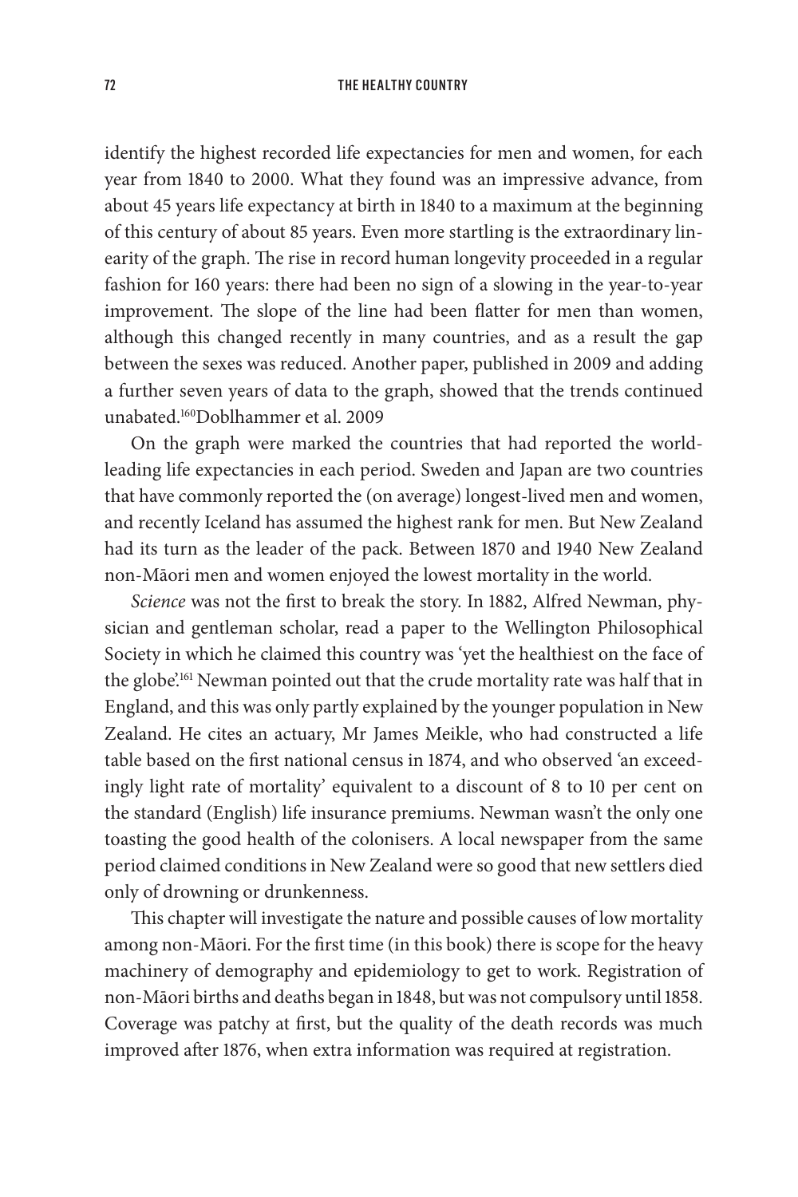identify the highest recorded life expectancies for men and women, for each year from 1840 to 2000. What they found was an impressive advance, from about 45 years life expectancy at birth in 1840 to a maximum at the beginning of this century of about 85 years. Even more startling is the extraordinary linearity of the graph. The rise in record human longevity proceeded in a regular fashion for 160 years: there had been no sign of a slowing in the year-to-year improvement. The slope of the line had been flatter for men than women, although this changed recently in many countries, and as a result the gap between the sexes was reduced. Another paper, published in 2009 and adding a further seven years of data to the graph, showed that the trends continued unabated.[160]Doblhammer et al. 2009

On the graph were marked the countries that had reported the world-leading life expectancies in each period. Sweden and Japan are two countries that have commonly reported the (on average) longest-lived men and women, and recently Iceland has assumed the highest rank for men. But New Zealand had its turn as the leader of the pack. Between 1870 and 1940 New Zealand non-Māori men and women enjoyed the lowest mortality in the world.

*Science* was not the first to break the story. In 1882, Alfred Newman, physician and gentleman scholar, read a paper to the Wellington Philosophical Society in which he claimed this country was 'yet the healthiest on the face of the globe'.[161] Newman pointed out that the crude mortality rate was half that in England, and this was only partly explained by the younger population in New Zealand. He cites an actuary, Mr James Meikle, who had constructed a life table based on the first national census in 1874, and who observed 'an exceedingly light rate of mortality' equivalent to a discount of 8 to 10 per cent on the standard (English) life insurance premiums. Newman wasn't the only one toasting the good health of the colonisers. A local newspaper from the same period claimed conditions in New Zealand were so good that new settlers died only of drowning or drunkenness.

This chapter will investigate the nature and possible causes of low mortality among non-Māori. For the first time (in this book) there is scope for the heavy machinery of demography and epidemiology to get to work. Registration of non-Māori births and deaths began in 1848, but was not compulsory until 1858. Coverage was patchy at first, but the quality of the death records was much improved after 1876, when extra information was required at registration.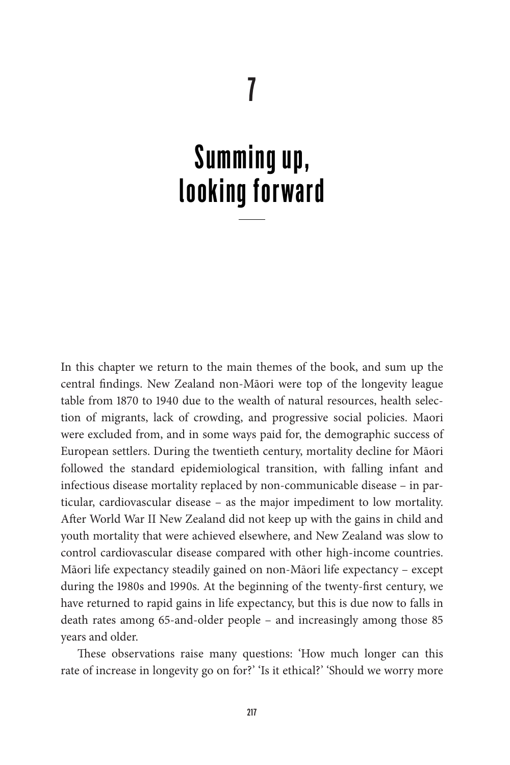# 7

# Summing up, looking forward

In this chapter we return to the main themes of the book, and sum up the central findings. New Zealand non-Māori were top of the longevity league table from 1870 to 1940 due to the wealth of natural resources, health selection of migrants, lack of crowding, and progressive social policies. Maori were excluded from, and in some ways paid for, the demographic success of European settlers. During the twentieth century, mortality decline for Māori followed the standard epidemiological transition, with falling infant and infectious disease mortality replaced by non-communicable disease – in particular, cardiovascular disease – as the major impediment to low mortality. After World War II New Zealand did not keep up with the gains in child and youth mortality that were achieved elsewhere, and New Zealand was slow to control cardiovascular disease compared with other high-income countries. Māori life expectancy steadily gained on non-Māori life expectancy – except during the 1980s and 1990s. At the beginning of the twenty-first century, we have returned to rapid gains in life expectancy, but this is due now to falls in death rates among 65-and-older people – and increasingly among those 85 years and older.

These observations raise many questions: 'How much longer can this rate of increase in longevity go on for?' 'Is it ethical?' 'Should we worry more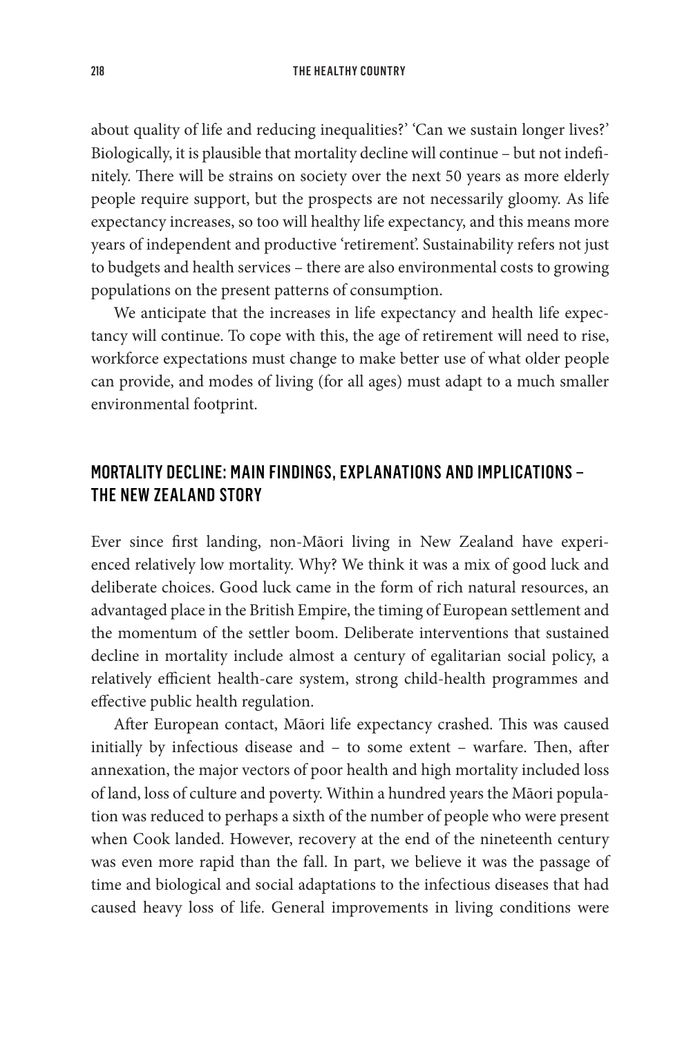about quality of life and reducing inequalities?' 'Can we sustain longer lives?' Biologically, it is plausible that mortality decline will continue – but not indefinitely. There will be strains on society over the next 50 years as more elderly people require support, but the prospects are not necessarily gloomy. As life expectancy increases, so too will healthy life expectancy, and this means more years of independent and productive 'retirement'. Sustainability refers not just to budgets and health services – there are also environmental costs to growing populations on the present patterns of consumption.

We anticipate that the increases in life expectancy and health life expectancy will continue. To cope with this, the age of retirement will need to rise, workforce expectations must change to make better use of what older people can provide, and modes of living (for all ages) must adapt to a much smaller environmental footprint.

## MORTALITY DECLINE: MAIN FINDINGS, EXPLANATIONS AND IMPLICATIONS – THE NEW ZEALAND STORY

Ever since first landing, non-Māori living in New Zealand have experienced relatively low mortality. Why? We think it was a mix of good luck and deliberate choices. Good luck came in the form of rich natural resources, an advantaged place in the British Empire, the timing of European settlement and the momentum of the settler boom. Deliberate interventions that sustained decline in mortality include almost a century of egalitarian social policy, a relatively efficient health-care system, strong child-health programmes and effective public health regulation.

After European contact, Māori life expectancy crashed. This was caused initially by infectious disease and – to some extent – warfare. Then, after annexation, the major vectors of poor health and high mortality included loss of land, loss of culture and poverty. Within a hundred years the Māori population was reduced to perhaps a sixth of the number of people who were present when Cook landed. However, recovery at the end of the nineteenth century was even more rapid than the fall. In part, we believe it was the passage of time and biological and social adaptations to the infectious diseases that had caused heavy loss of life. General improvements in living conditions were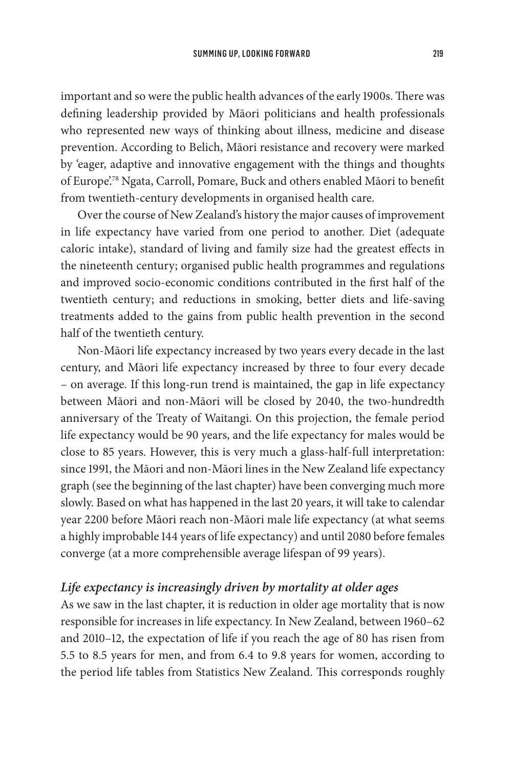important and so were the public health advances of the early 1900s. There was defining leadership provided by Māori politicians and health professionals who represented new ways of thinking about illness, medicine and disease prevention. According to Belich, Māori resistance and recovery were marked by 'eager, adaptive and innovative engagement with the things and thoughts of Europe'.[78] Ngata, Carroll, Pomare, Buck and others enabled Māori to benefit from twentieth-century developments in organised health care.

Over the course of New Zealand's history the major causes of improvement in life expectancy have varied from one period to another. Diet (adequate caloric intake), standard of living and family size had the greatest effects in the nineteenth century; organised public health programmes and regulations and improved socio-economic conditions contributed in the first half of the twentieth century; and reductions in smoking, better diets and life-saving treatments added to the gains from public health prevention in the second half of the twentieth century.

Non-Māori life expectancy increased by two years every decade in the last century, and Māori life expectancy increased by three to four every decade – on average. If this long-run trend is maintained, the gap in life expectancy between Māori and non-Māori will be closed by 2040, the two-hundredth anniversary of the Treaty of Waitangi. On this projection, the female period life expectancy would be 90 years, and the life expectancy for males would be close to 85 years. However, this is very much a glass-half-full interpretation: since 1991, the Māori and non-Māori lines in the New Zealand life expectancy graph (see the beginning of the last chapter) have been converging much more slowly. Based on what has happened in the last 20 years, it will take to calendar year 2200 before Māori reach non-Māori male life expectancy (at what seems a highly improbable 144 years of life expectancy) and until 2080 before females converge (at a more comprehensible average lifespan of 99 years).

### *Life expectancy is increasingly driven by mortality at older ages*

As we saw in the last chapter, it is reduction in older age mortality that is now responsible for increases in life expectancy. In New Zealand, between 1960–62 and 2010–12, the expectation of life if you reach the age of 80 has risen from 5.5 to 8.5 years for men, and from 6.4 to 9.8 years for women, according to the period life tables from Statistics New Zealand. This corresponds roughly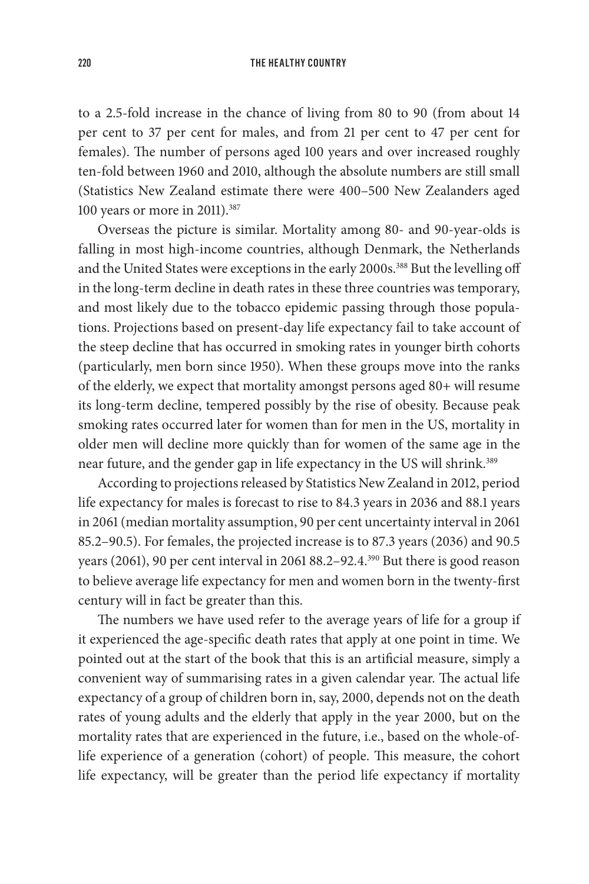to a 2.5-fold increase in the chance of living from 80 to 90 (from about 14 per cent to 37 per cent for males, and from 21 per cent to 47 per cent for females). The number of persons aged 100 years and over increased roughly ten-fold between 1960 and 2010, although the absolute numbers are still small (Statistics New Zealand estimate there were 400–500 New Zealanders aged 100 years or more in 2011).[387]

Overseas the picture is similar. Mortality among 80- and 90-year-olds is falling in most high-income countries, although Denmark, the Netherlands and the United States were exceptions in the early 2000s.[388] But the levelling off in the long-term decline in death rates in these three countries was temporary, and most likely due to the tobacco epidemic passing through those populations. Projections based on present-day life expectancy fail to take account of the steep decline that has occurred in smoking rates in younger birth cohorts (particularly, men born since 1950). When these groups move into the ranks of the elderly, we expect that mortality amongst persons aged 80+ will resume its long-term decline, tempered possibly by the rise of obesity. Because peak smoking rates occurred later for women than for men in the US, mortality in older men will decline more quickly than for women of the same age in the near future, and the gender gap in life expectancy in the US will shrink.[389]

According to projections released by Statistics New Zealand in 2012, period life expectancy for males is forecast to rise to 84.3 years in 2036 and 88.1 years in 2061 (median mortality assumption, 90 per cent uncertainty interval in 2061 85.2–90.5). For females, the projected increase is to 87.3 years (2036) and 90.5 years (2061), 90 per cent interval in 2061 88.2–92.4.[390] But there is good reason to believe average life expectancy for men and women born in the twenty-first century will in fact be greater than this.

The numbers we have used refer to the average years of life for a group if it experienced the age-specific death rates that apply at one point in time. We pointed out at the start of the book that this is an artificial measure, simply a convenient way of summarising rates in a given calendar year. The actual life expectancy of a group of children born in, say, 2000, depends not on the death rates of young adults and the elderly that apply in the year 2000, but on the mortality rates that are experienced in the future, i.e., based on the whole-of-life experience of a generation (cohort) of people. This measure, the cohort life expectancy, will be greater than the period life expectancy if mortality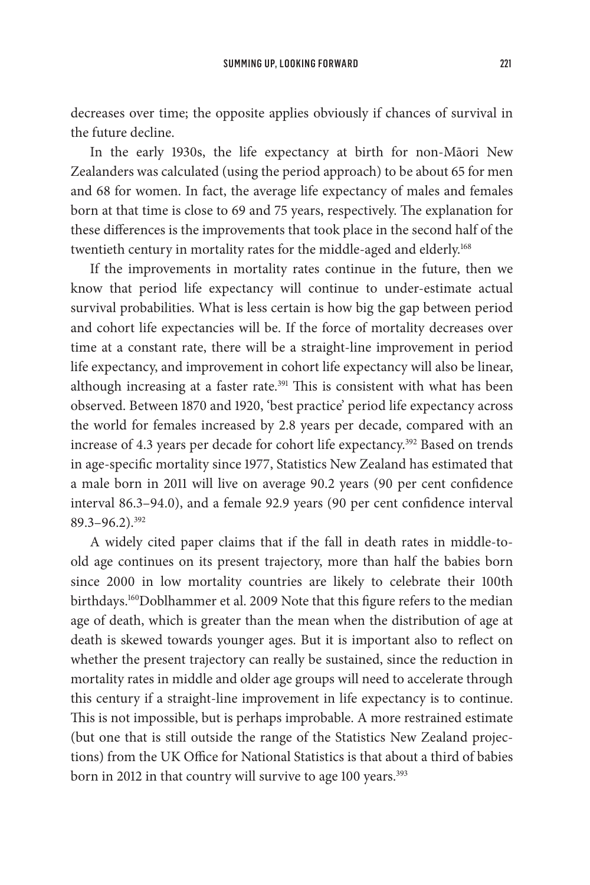decreases over time; the opposite applies obviously if chances of survival in the future decline.

In the early 1930s, the life expectancy at birth for non-Māori New Zealanders was calculated (using the period approach) to be about 65 for men and 68 for women. In fact, the average life expectancy of males and females born at that time is close to 69 and 75 years, respectively. The explanation for these differences is the improvements that took place in the second half of the twentieth century in mortality rates for the middle-aged and elderly.[168]

If the improvements in mortality rates continue in the future, then we know that period life expectancy will continue to under-estimate actual survival probabilities. What is less certain is how big the gap between period and cohort life expectancies will be. If the force of mortality decreases over time at a constant rate, there will be a straight-line improvement in period life expectancy, and improvement in cohort life expectancy will also be linear, although increasing at a faster rate.[391] This is consistent with what has been observed. Between 1870 and 1920, 'best practice' period life expectancy across the world for females increased by 2.8 years per decade, compared with an increase of 4.3 years per decade for cohort life expectancy.[392] Based on trends in age-specific mortality since 1977, Statistics New Zealand has estimated that a male born in 2011 will live on average 90.2 years (90 per cent confidence interval 86.3–94.0), and a female 92.9 years (90 per cent confidence interval 89.3–96.2).[392]

A widely cited paper claims that if the fall in death rates in middle-to-old age continues on its present trajectory, more than half the babies born since 2000 in low mortality countries are likely to celebrate their 100th birthdays.[160]Doblhammer et al. 2009 Note that this figure refers to the median age of death, which is greater than the mean when the distribution of age at death is skewed towards younger ages. But it is important also to reflect on whether the present trajectory can really be sustained, since the reduction in mortality rates in middle and older age groups will need to accelerate through this century if a straight-line improvement in life expectancy is to continue. This is not impossible, but is perhaps improbable. A more restrained estimate (but one that is still outside the range of the Statistics New Zealand projections) from the UK Office for National Statistics is that about a third of babies born in 2012 in that country will survive to age 100 years.[393]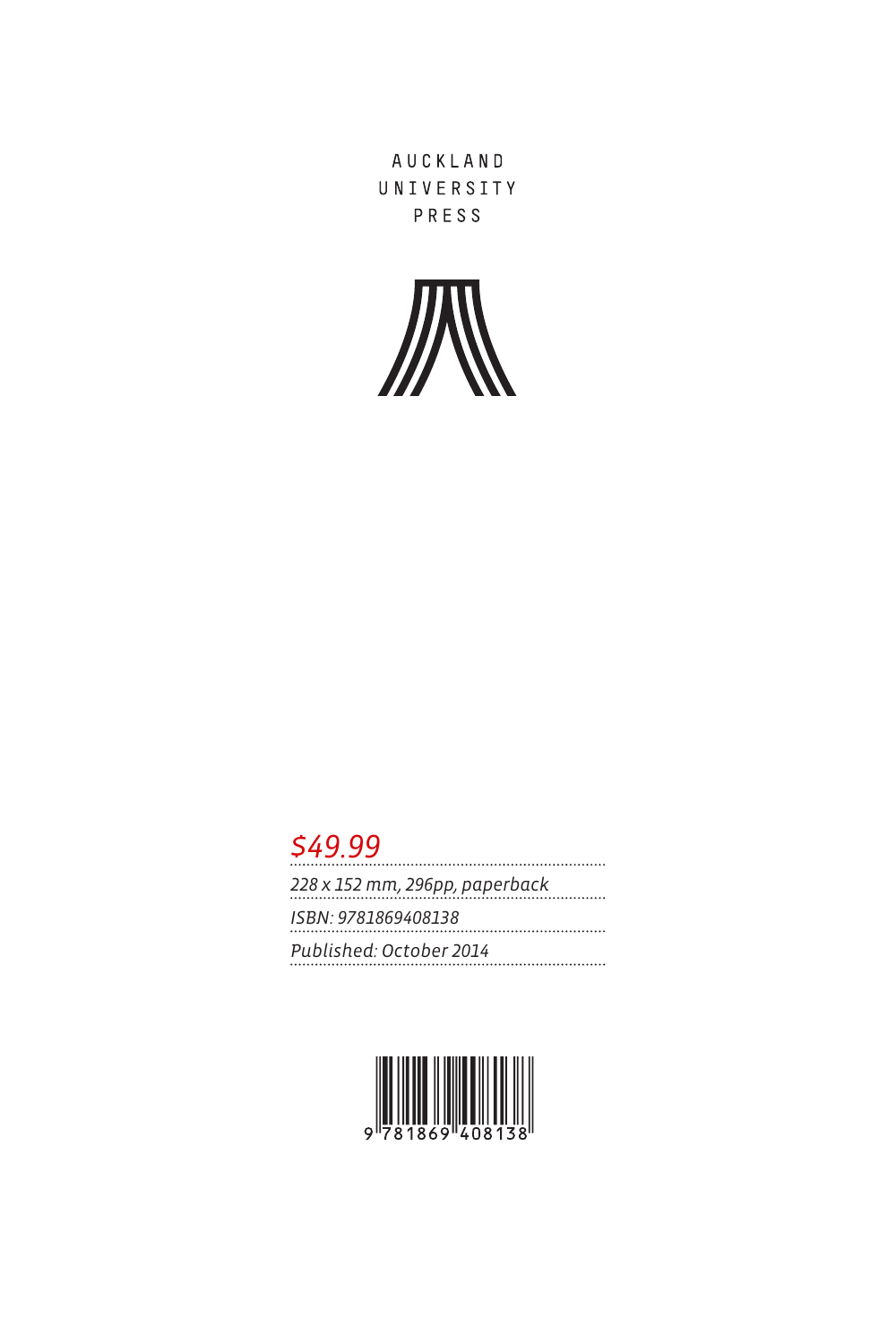AUCKLAND
UNIVERSITY
PRESS

*$49.99*

*228 x 152 mm, 296pp, paperback*

*ISBN: 9781869408138*

*Published: October 2014*

9 781869 408138